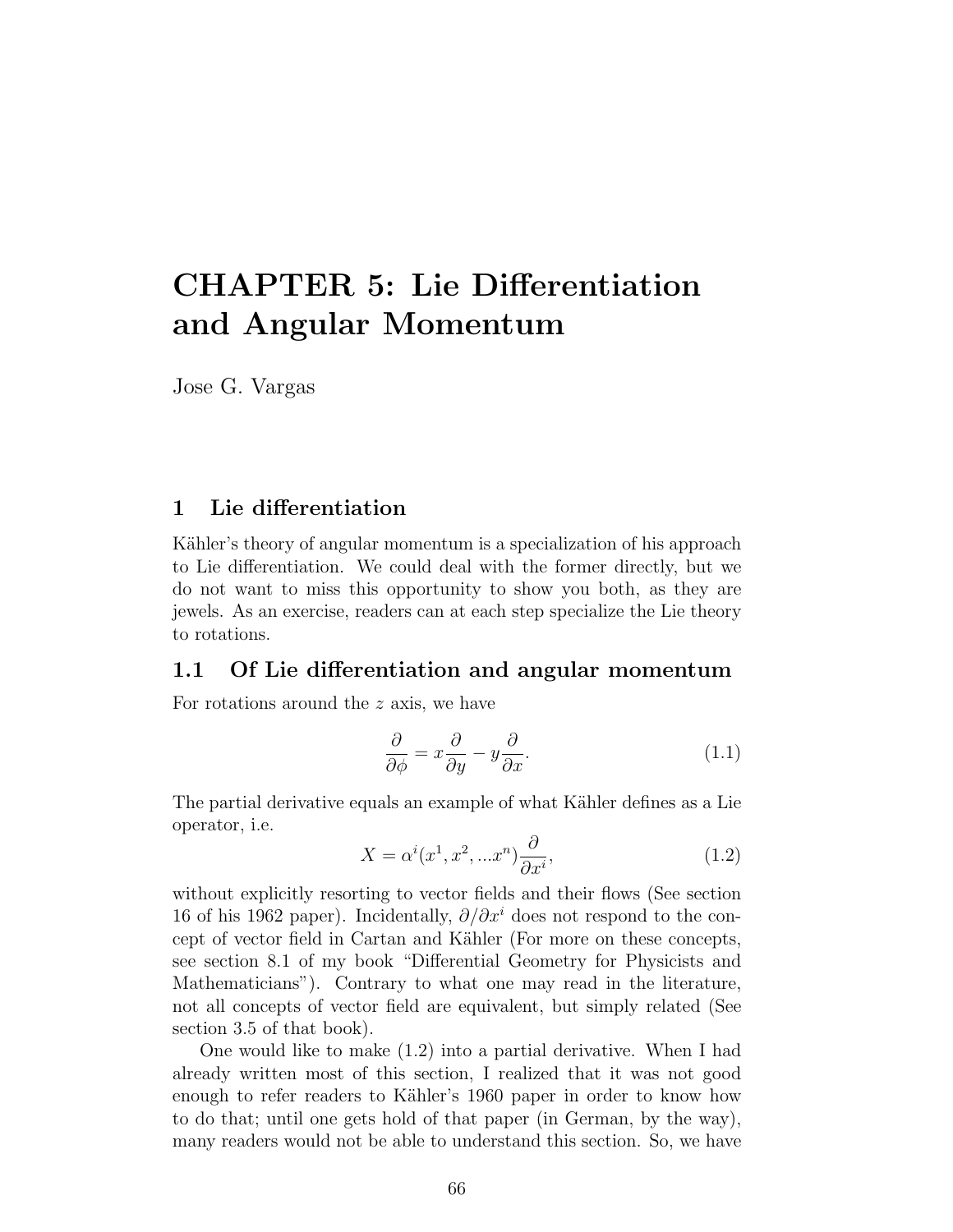# CHAPTER 5: Lie Differentiation and Angular Momentum

Jose G. Vargas

## 1 Lie differentiation

Kähler's theory of angular momentum is a specialization of his approach to Lie differentiation. We could deal with the former directly, but we do not want to miss this opportunity to show you both, as they are jewels. As an exercise, readers can at each step specialize the Lie theory to rotations.

### 1.1 Of Lie differentiation and angular momentum

For rotations around the $z$ axis, we have

$$\frac{\partial}{\partial \phi} = x\frac{\partial}{\partial y} - y\frac{\partial}{\partial x}. \tag{1.1}$$

The partial derivative equals an example of what Kähler defines as a Lie operator, i.e.

$$X = \alpha^i(x^1, x^2, ...x^n)\frac{\partial}{\partial x^i}, \tag{1.2}$$

without explicitly resorting to vector fields and their flows (See section 16 of his 1962 paper). Incidentally, $\partial/\partial x^i$ does not respond to the concept of vector field in Cartan and Kähler (For more on these concepts, see section 8.1 of my book "Differential Geometry for Physicists and Mathematicians"). Contrary to what one may read in the literature, not all concepts of vector field are equivalent, but simply related (See section 3.5 of that book).

One would like to make (1.2) into a partial derivative. When I had already written most of this section, I realized that it was not good enough to refer readers to Kähler's 1960 paper in order to know how to do that; until one gets hold of that paper (in German, by the way), many readers would not be able to understand this section. So, we have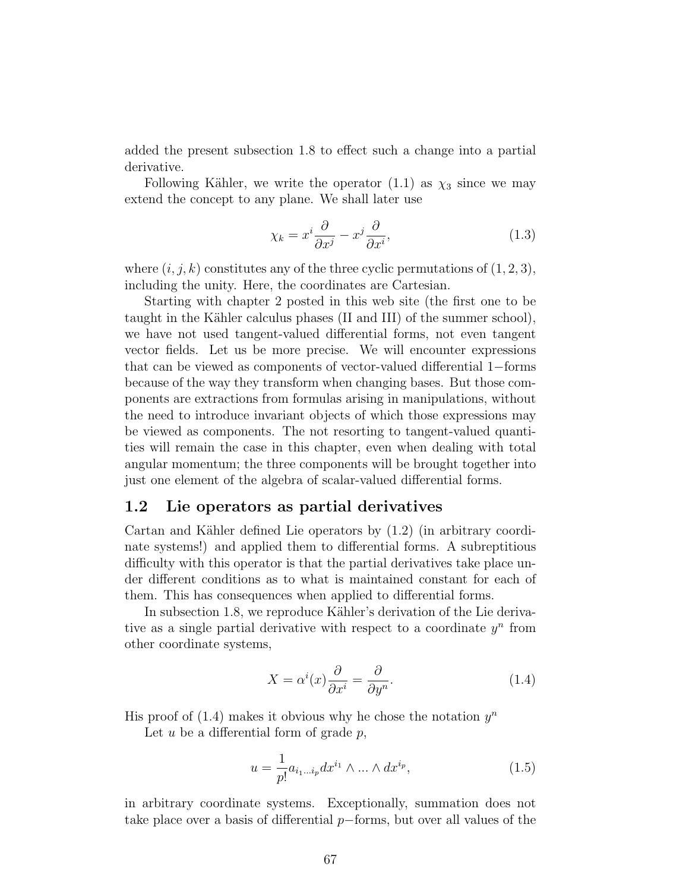added the present subsection 1.8 to effect such a change into a partial derivative.

Following Kähler, we write the operator (1.1) as $\chi_3$ since we may extend the concept to any plane. We shall later use

$$\chi_k = x^i \frac{\partial}{\partial x^j} - x^j \frac{\partial}{\partial x^i}, \tag{1.3}$$

where $(i, j, k)$ constitutes any of the three cyclic permutations of $(1, 2, 3)$, including the unity. Here, the coordinates are Cartesian.

Starting with chapter 2 posted in this web site (the first one to be taught in the Kähler calculus phases (II and III) of the summer school), we have not used tangent-valued differential forms, not even tangent vector fields. Let us be more precise. We will encounter expressions that can be viewed as components of vector-valued differential 1−forms because of the way they transform when changing bases. But those components are extractions from formulas arising in manipulations, without the need to introduce invariant objects of which those expressions may be viewed as components. The not resorting to tangent-valued quantities will remain the case in this chapter, even when dealing with total angular momentum; the three components will be brought together into just one element of the algebra of scalar-valued differential forms.

## 1.2 Lie operators as partial derivatives

Cartan and Kähler defined Lie operators by (1.2) (in arbitrary coordinate systems!) and applied them to differential forms. A subreptitious difficulty with this operator is that the partial derivatives take place under different conditions as to what is maintained constant for each of them. This has consequences when applied to differential forms.

In subsection 1.8, we reproduce Kähler's derivation of the Lie derivative as a single partial derivative with respect to a coordinate $y^n$ from other coordinate systems,

$$X = \alpha^i(x) \frac{\partial}{\partial x^i} = \frac{\partial}{\partial y^n}. \tag{1.4}$$

His proof of (1.4) makes it obvious why he chose the notation $y^n$

Let $u$ be a differential form of grade $p$,

$$u = \frac{1}{p!} a_{i_1 \ldots i_p} dx^{i_1} \wedge \ldots \wedge dx^{i_p}, \tag{1.5}$$

in arbitrary coordinate systems. Exceptionally, summation does not take place over a basis of differential $p$−forms, but over all values of the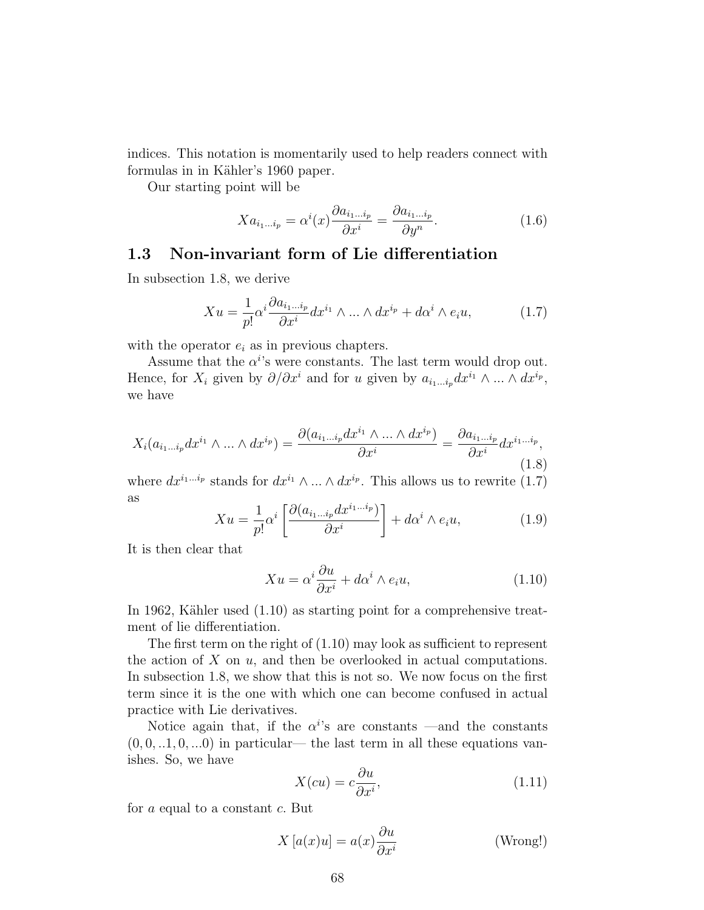indices. This notation is momentarily used to help readers connect with formulas in in Kähler's 1960 paper.

Our starting point will be

$$Xa_{i_1 ... i_p} = \alpha^i(x) \frac{\partial a_{i_1 ... i_p}}{\partial x^i} = \frac{\partial a_{i_1 ... i_p}}{\partial y^n}. \tag{1.6}$$

## 1.3 Non-invariant form of Lie differentiation

In subsection 1.8, we derive

$$Xu = \frac{1}{p!} \alpha^i \frac{\partial a_{i_1 ... i_p}}{\partial x^i} dx^{i_1} \wedge ... \wedge dx^{i_p} + d\alpha^i \wedge e_i u, \tag{1.7}$$

with the operator $e_i$ as in previous chapters.

Assume that the $\alpha^i$'s were constants. The last term would drop out. Hence, for $X_i$ given by $\partial/\partial x^i$ and for $u$ given by $a_{i_1 ... i_p} dx^{i_1} \wedge ... \wedge dx^{i_p}$, we have

$$X_i(a_{i_1 ... i_p} dx^{i_1} \wedge ... \wedge dx^{i_p}) = \frac{\partial (a_{i_1 ... i_p} dx^{i_1} \wedge ... \wedge dx^{i_p})}{\partial x^i} = \frac{\partial a_{i_1 ... i_p}}{\partial x^i} dx^{i_1 ... i_p}, \tag{1.8}$$

where $dx^{i_1 ... i_p}$ stands for $dx^{i_1} \wedge ... \wedge dx^{i_p}$. This allows us to rewrite (1.7) as

$$Xu = \frac{1}{p!} \alpha^i \left[ \frac{\partial (a_{i_1 ... i_p} dx^{i_1 ... i_p})}{\partial x^i} \right] + d\alpha^i \wedge e_i u, \tag{1.9}$$

It is then clear that

$$Xu = \alpha^i \frac{\partial u}{\partial x^i} + d\alpha^i \wedge e_i u, \tag{1.10}$$

In 1962, Kähler used (1.10) as starting point for a comprehensive treatment of lie differentiation.

The first term on the right of (1.10) may look as sufficient to represent the action of $X$ on $u$, and then be overlooked in actual computations. In subsection 1.8, we show that this is not so. We now focus on the first term since it is the one with which one can become confused in actual practice with Lie derivatives.

Notice again that, if the $\alpha^i$'s are constants —and the constants $(0, 0, ..1, 0, ...0)$ in particular— the last term in all these equations vanishes. So, we have

$$X(cu) = c \frac{\partial u}{\partial x^i}, \tag{1.11}$$

for $a$ equal to a constant $c$. But

$$X[a(x)u] = a(x) \frac{\partial u}{\partial x^i} \qquad \text{(Wrong!)}$$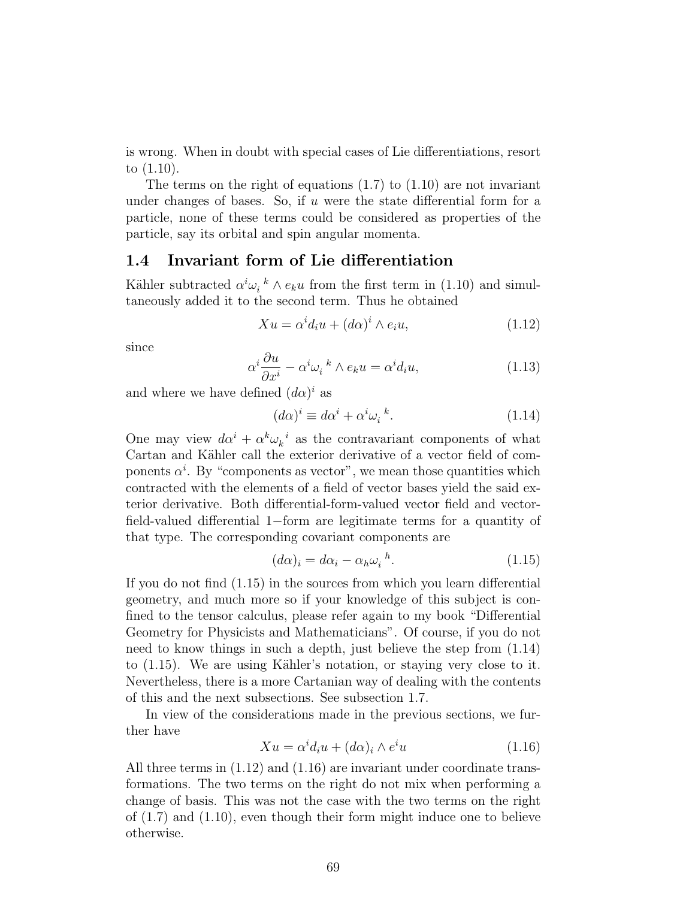is wrong. When in doubt with special cases of Lie differentiations, resort to (1.10).

The terms on the right of equations (1.7) to (1.10) are not invariant under changes of bases. So, if $u$ were the state differential form for a particle, none of these terms could be considered as properties of the particle, say its orbital and spin angular momenta.

## 1.4 Invariant form of Lie differentiation

Kähler subtracted $\alpha^i \omega_i{}^k \wedge e_k u$ from the first term in (1.10) and simultaneously added it to the second term. Thus he obtained

$$Xu = \alpha^i d_i u + (d\alpha)^i \wedge e_i u, \tag{1.12}$$

since

$$\alpha^i \frac{\partial u}{\partial x^i} - \alpha^i \omega_i{}^k \wedge e_k u = \alpha^i d_i u, \tag{1.13}$$

and where we have defined $(d\alpha)^i$ as

$$(d\alpha)^i \equiv d\alpha^i + \alpha^i \omega_i{}^k. \tag{1.14}$$

One may view $d\alpha^i + \alpha^k \omega_k{}^i$ as the contravariant components of what Cartan and Kähler call the exterior derivative of a vector field of components $\alpha^i$. By "components as vector", we mean those quantities which contracted with the elements of a field of vector bases yield the said exterior derivative. Both differential-form-valued vector field and vector-field-valued differential $1-$form are legitimate terms for a quantity of that type. The corresponding covariant components are

$$(d\alpha)_i = d\alpha_i - \alpha_h \omega_i{}^h. \tag{1.15}$$

If you do not find (1.15) in the sources from which you learn differential geometry, and much more so if your knowledge of this subject is confined to the tensor calculus, please refer again to my book "Differential Geometry for Physicists and Mathematicians". Of course, if you do not need to know things in such a depth, just believe the step from (1.14) to (1.15). We are using Kähler's notation, or staying very close to it. Nevertheless, there is a more Cartanian way of dealing with the contents of this and the next subsections. See subsection 1.7.

In view of the considerations made in the previous sections, we further have

$$Xu = \alpha^i d_i u + (d\alpha)_i \wedge e^i u \tag{1.16}$$

All three terms in (1.12) and (1.16) are invariant under coordinate transformations. The two terms on the right do not mix when performing a change of basis. This was not the case with the two terms on the right of (1.7) and (1.10), even though their form might induce one to believe otherwise.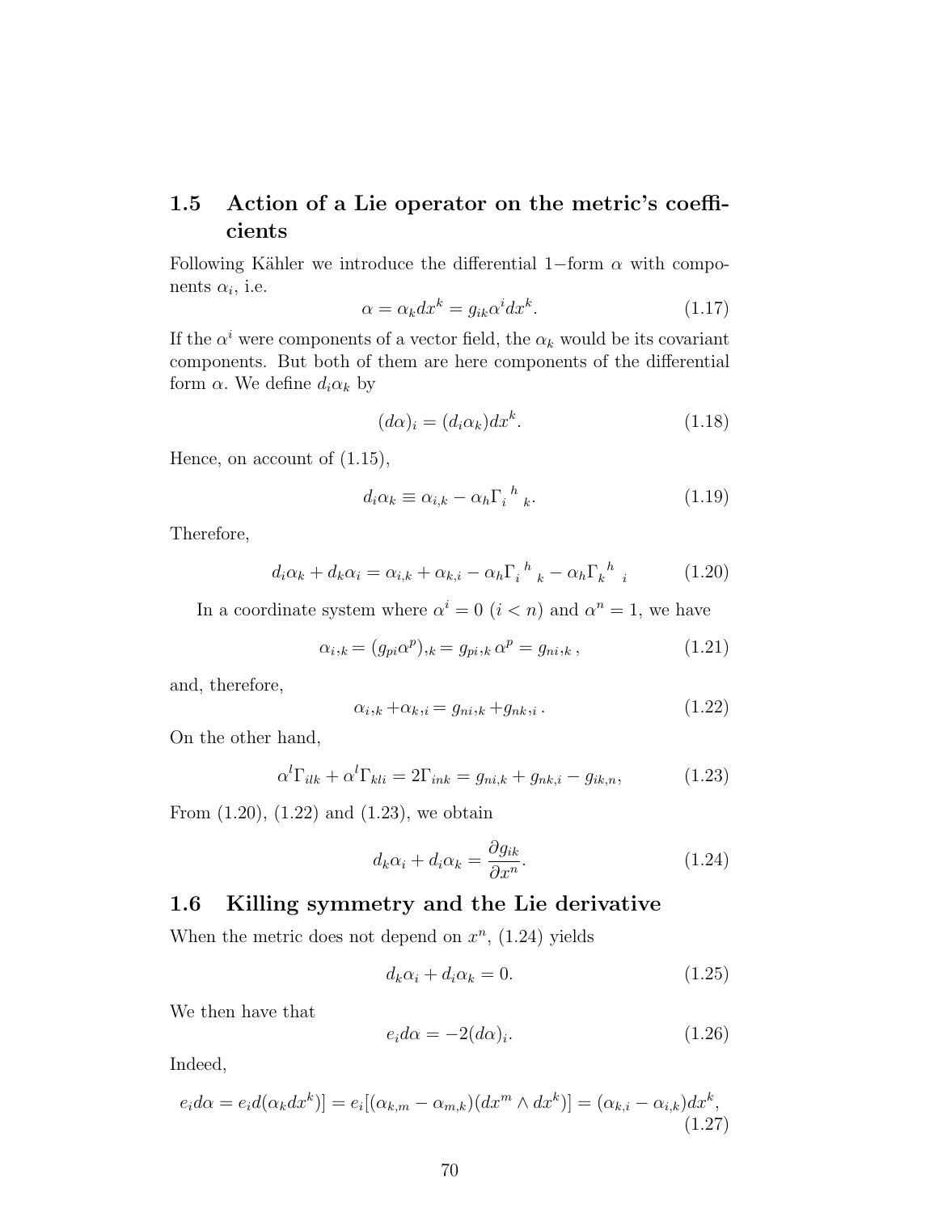## 1.5 Action of a Lie operator on the metric's coefficients

Following Kähler we introduce the differential 1−form $\alpha$ with components $\alpha_i$, i.e.

$$\alpha = \alpha_k dx^k = g_{ik}\alpha^i dx^k. \tag{1.17}$$

If the $\alpha^i$ were components of a vector field, the $\alpha_k$ would be its covariant components. But both of them are here components of the differential form $\alpha$. We define $d_i\alpha_k$ by

$$(d\alpha)_i = (d_i\alpha_k)dx^k. \tag{1.18}$$

Hence, on account of (1.15),

$$d_i\alpha_k \equiv \alpha_{i,k} - \alpha_h \Gamma_i{}^h{}_k. \tag{1.19}$$

Therefore,

$$d_i\alpha_k + d_k\alpha_i = \alpha_{i,k} + \alpha_{k,i} - \alpha_h\Gamma_i{}^h{}_k - \alpha_h\Gamma_k{}^h{}_i \tag{1.20}$$

In a coordinate system where $\alpha^i = 0$ $(i < n)$ and $\alpha^n = 1$, we have

$$\alpha_{i,k} = (g_{pi}\alpha^p)_{,k} = g_{pi,k}\,\alpha^p = g_{ni,k}\,, \tag{1.21}$$

and, therefore,

$$\alpha_{i,k} + \alpha_{k,i} = g_{ni,k} + g_{nk,i}\,. \tag{1.22}$$

On the other hand,

$$\alpha^l\Gamma_{ilk} + \alpha^l\Gamma_{kli} = 2\Gamma_{ink} = g_{ni,k} + g_{nk,i} - g_{ik,n}, \tag{1.23}$$

From (1.20), (1.22) and (1.23), we obtain

$$d_k\alpha_i + d_i\alpha_k = \frac{\partial g_{ik}}{\partial x^n}. \tag{1.24}$$

## 1.6 Killing symmetry and the Lie derivative

When the metric does not depend on $x^n$, (1.24) yields

$$d_k\alpha_i + d_i\alpha_k = 0. \tag{1.25}$$

We then have that

$$e_i d\alpha = -2(d\alpha)_i. \tag{1.26}$$

Indeed,

$$e_i d\alpha = e_i d(\alpha_k dx^k)] = e_i[(\alpha_{k,m} - \alpha_{m,k})(dx^m \wedge dx^k)] = (\alpha_{k,i} - \alpha_{i,k})dx^k, \tag{1.27}$$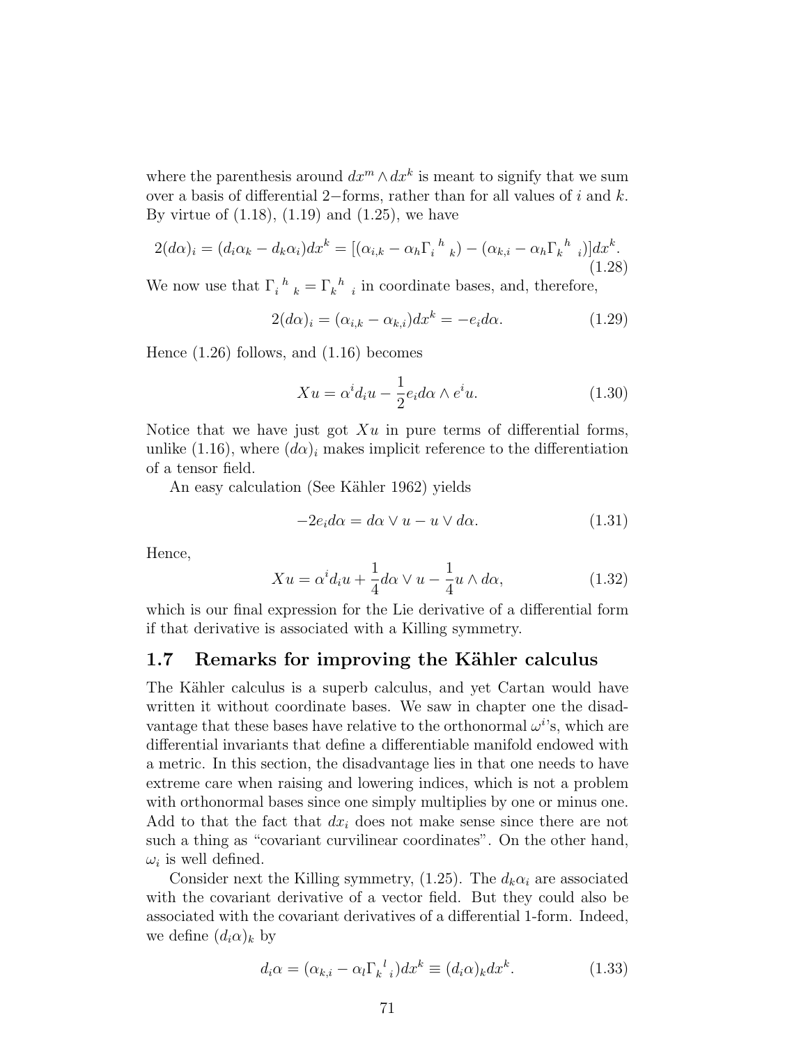where the parenthesis around $dx^m \wedge dx^k$ is meant to signify that we sum over a basis of differential 2−forms, rather than for all values of $i$ and $k$. By virtue of (1.18), (1.19) and (1.25), we have

$$2(d\alpha)_i = (d_i\alpha_k - d_k\alpha_i)dx^k = [(\alpha_{i,k} - \alpha_h\Gamma_i{}^h{}_k) - (\alpha_{k,i} - \alpha_h\Gamma_k{}^h{}_i)]dx^k. \tag{1.28}$$

We now use that $\Gamma_i{}^h{}_k = \Gamma_k{}^h{}_i$ in coordinate bases, and, therefore,

$$2(d\alpha)_i = (\alpha_{i,k} - \alpha_{k,i})dx^k = -e_i d\alpha. \tag{1.29}$$

Hence (1.26) follows, and (1.16) becomes

$$Xu = \alpha^i d_i u - \frac{1}{2}e_i d\alpha \wedge e^i u. \tag{1.30}$$

Notice that we have just got $Xu$ in pure terms of differential forms, unlike (1.16), where $(d\alpha)_i$ makes implicit reference to the differentiation of a tensor field.

An easy calculation (See Kähler 1962) yields

$$-2e_i d\alpha = d\alpha \vee u - u \vee d\alpha. \tag{1.31}$$

Hence,

$$Xu = \alpha^i d_i u + \frac{1}{4}d\alpha \vee u - \frac{1}{4}u \wedge d\alpha, \tag{1.32}$$

which is our final expression for the Lie derivative of a differential form if that derivative is associated with a Killing symmetry.

## 1.7 Remarks for improving the Kähler calculus

The Kähler calculus is a superb calculus, and yet Cartan would have written it without coordinate bases. We saw in chapter one the disadvantage that these bases have relative to the orthonormal $\omega^i$'s, which are differential invariants that define a differentiable manifold endowed with a metric. In this section, the disadvantage lies in that one needs to have extreme care when raising and lowering indices, which is not a problem with orthonormal bases since one simply multiplies by one or minus one. Add to that the fact that $dx_i$ does not make sense since there are not such a thing as "covariant curvilinear coordinates". On the other hand, $\omega_i$ is well defined.

Consider next the Killing symmetry, (1.25). The $d_k\alpha_i$ are associated with the covariant derivative of a vector field. But they could also be associated with the covariant derivatives of a differential 1-form. Indeed, we define $(d_i\alpha)_k$ by

$$d_i\alpha = (\alpha_{k,i} - \alpha_l\Gamma_k{}^l{}_i)dx^k \equiv (d_i\alpha)_k dx^k. \tag{1.33}$$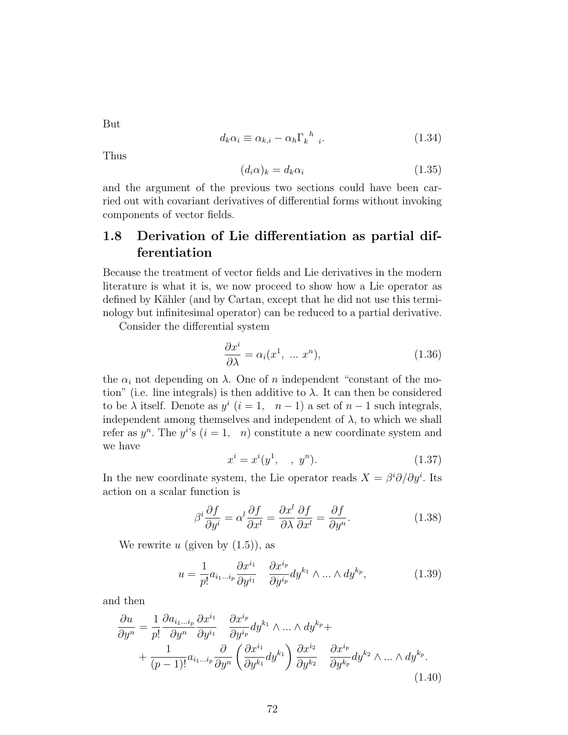But

$$d_k\alpha_i \equiv \alpha_{k,i} - \alpha_h \Gamma_k{}^h{}_i. \tag{1.34}$$

Thus

$$(d_i\alpha)_k = d_k\alpha_i \tag{1.35}$$

and the argument of the previous two sections could have been carried out with covariant derivatives of differential forms without invoking components of vector fields.

## 1.8 Derivation of Lie differentiation as partial differentiation

Because the treatment of vector fields and Lie derivatives in the modern literature is what it is, we now proceed to show how a Lie operator as defined by Kähler (and by Cartan, except that he did not use this terminology but infinitesimal operator) can be reduced to a partial derivative.

Consider the differential system

$$\frac{\partial x^i}{\partial \lambda} = \alpha_i(x^1, \; ... \; x^n), \tag{1.36}$$

the $\alpha_i$ not depending on $\lambda$. One of $n$ independent "constant of the motion" (i.e. line integrals) is then additive to $\lambda$. It can then be considered to be $\lambda$ itself. Denote as $y^i$ $(i = 1, \quad n-1)$ a set of $n-1$ such integrals, independent among themselves and independent of $\lambda$, to which we shall refer as $y^n$. The $y^i$'s $(i = 1, \quad n)$ constitute a new coordinate system and we have

$$x^i = x^i(y^1, \quad , \; y^n). \tag{1.37}$$

In the new coordinate system, the Lie operator reads $X = \beta^i \partial/\partial y^i$. Its action on a scalar function is

$$\beta^i \frac{\partial f}{\partial y^i} = \alpha^l \frac{\partial f}{\partial x^l} = \frac{\partial x^l}{\partial \lambda}\frac{\partial f}{\partial x^l} = \frac{\partial f}{\partial y^n}. \tag{1.38}$$

We rewrite $u$ (given by (1.5)), as

$$u = \frac{1}{p!} a_{i_1 \ldots i_p} \frac{\partial x^{i_1}}{\partial y^{i_1}} \quad \frac{\partial x^{i_p}}{\partial y^{i_p}} dy^{k_1} \wedge ... \wedge dy^{k_p}, \tag{1.39}$$

and then

$$\begin{aligned}\frac{\partial u}{\partial y^n} = &\frac{1}{p!}\frac{\partial a_{i_1 \ldots i_p}}{\partial y^n}\frac{\partial x^{i_1}}{\partial y^{i_1}} \quad \frac{\partial x^{i_p}}{\partial y^{i_p}} dy^{k_1} \wedge ... \wedge dy^{k_p} + \\ &+ \frac{1}{(p-1)!} a_{i_1 \ldots i_p} \frac{\partial}{\partial y^n}\left(\frac{\partial x^{i_1}}{\partial y^{k_1}} dy^{k_1}\right) \frac{\partial x^{i_2}}{\partial y^{k_2}} \quad \frac{\partial x^{i_p}}{\partial y^{k_p}} dy^{k_2} \wedge ... \wedge dy^{k_p}.\end{aligned} \tag{1.40}$$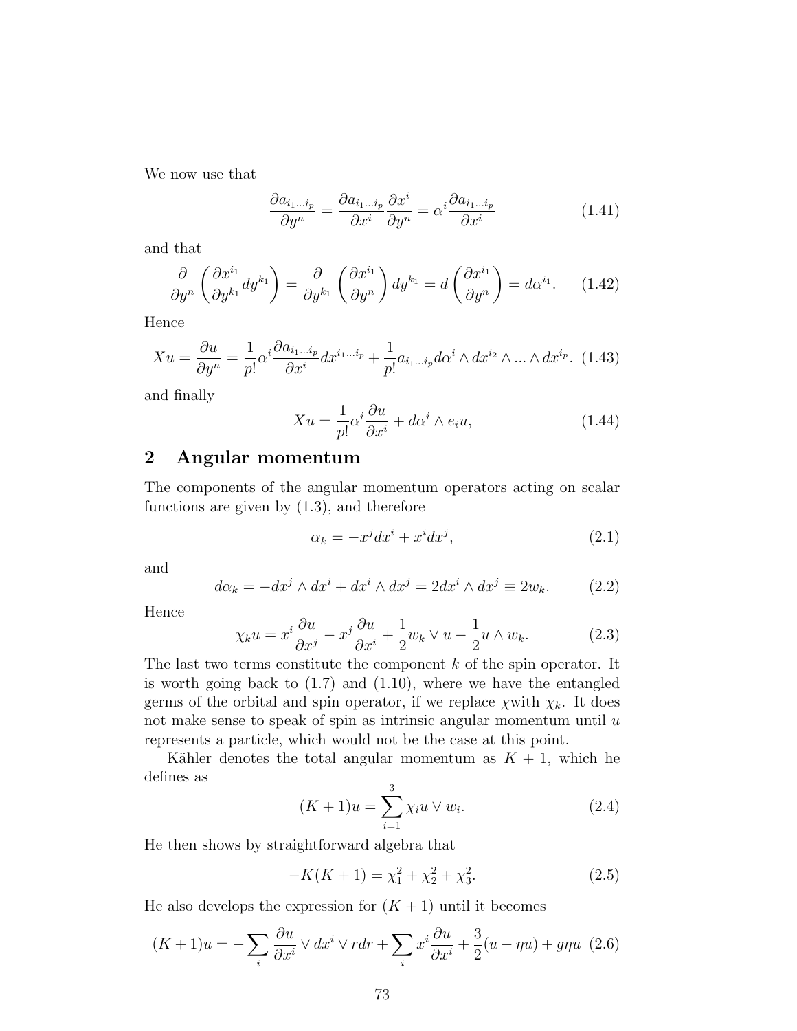We now use that

$$\frac{\partial a_{i_1 \dots i_p}}{\partial y^n} = \frac{\partial a_{i_1 \dots i_p}}{\partial x^i} \frac{\partial x^i}{\partial y^n} = \alpha^i \frac{\partial a_{i_1 \dots i_p}}{\partial x^i} \tag{1.41}$$

and that

$$\frac{\partial}{\partial y^n} \left( \frac{\partial x^{i_1}}{\partial y^{k_1}} dy^{k_1} \right) = \frac{\partial}{\partial y^{k_1}} \left( \frac{\partial x^{i_1}}{\partial y^n} \right) dy^{k_1} = d \left( \frac{\partial x^{i_1}}{\partial y^n} \right) = d\alpha^{i_1}. \tag{1.42}$$

Hence

$$Xu = \frac{\partial u}{\partial y^n} = \frac{1}{p!} \alpha^i \frac{\partial a_{i_1 \dots i_p}}{\partial x^i} dx^{i_1 \dots i_p} + \frac{1}{p!} a_{i_1 \dots i_p} d\alpha^i \wedge dx^{i_2} \wedge \dots \wedge dx^{i_p}. \tag{1.43}$$

and finally

$$Xu = \frac{1}{p!} \alpha^i \frac{\partial u}{\partial x^i} + d\alpha^i \wedge e_i u, \tag{1.44}$$

## 2 Angular momentum

The components of the angular momentum operators acting on scalar functions are given by (1.3), and therefore

$$\alpha_k = -x^j dx^i + x^i dx^j, \tag{2.1}$$

and

$$d\alpha_k = -dx^j \wedge dx^i + dx^i \wedge dx^j = 2dx^i \wedge dx^j \equiv 2w_k. \tag{2.2}$$

Hence

$$\chi_k u = x^i \frac{\partial u}{\partial x^j} - x^j \frac{\partial u}{\partial x^i} + \frac{1}{2} w_k \vee u - \frac{1}{2} u \wedge w_k. \tag{2.3}$$

The last two terms constitute the component $k$ of the spin operator. It is worth going back to (1.7) and (1.10), where we have the entangled germs of the orbital and spin operator, if we replace $\chi$with $\chi_k$. It does not make sense to speak of spin as intrinsic angular momentum until $u$ represents a particle, which would not be the case at this point.

Kähler denotes the total angular momentum as $K + 1$, which he defines as

$$(K + 1)u = \sum_{i=1}^{3} \chi_i u \vee w_i. \tag{2.4}$$

He then shows by straightforward algebra that

$$-K(K + 1) = \chi_1^2 + \chi_2^2 + \chi_3^2. \tag{2.5}$$

He also develops the expression for $(K + 1)$ until it becomes

$$(K + 1)u = -\sum_i \frac{\partial u}{\partial x^i} \vee dx^i \vee rdr + \sum_i x^i \frac{\partial u}{\partial x^i} + \frac{3}{2}(u - \eta u) + g\eta u \tag{2.6}$$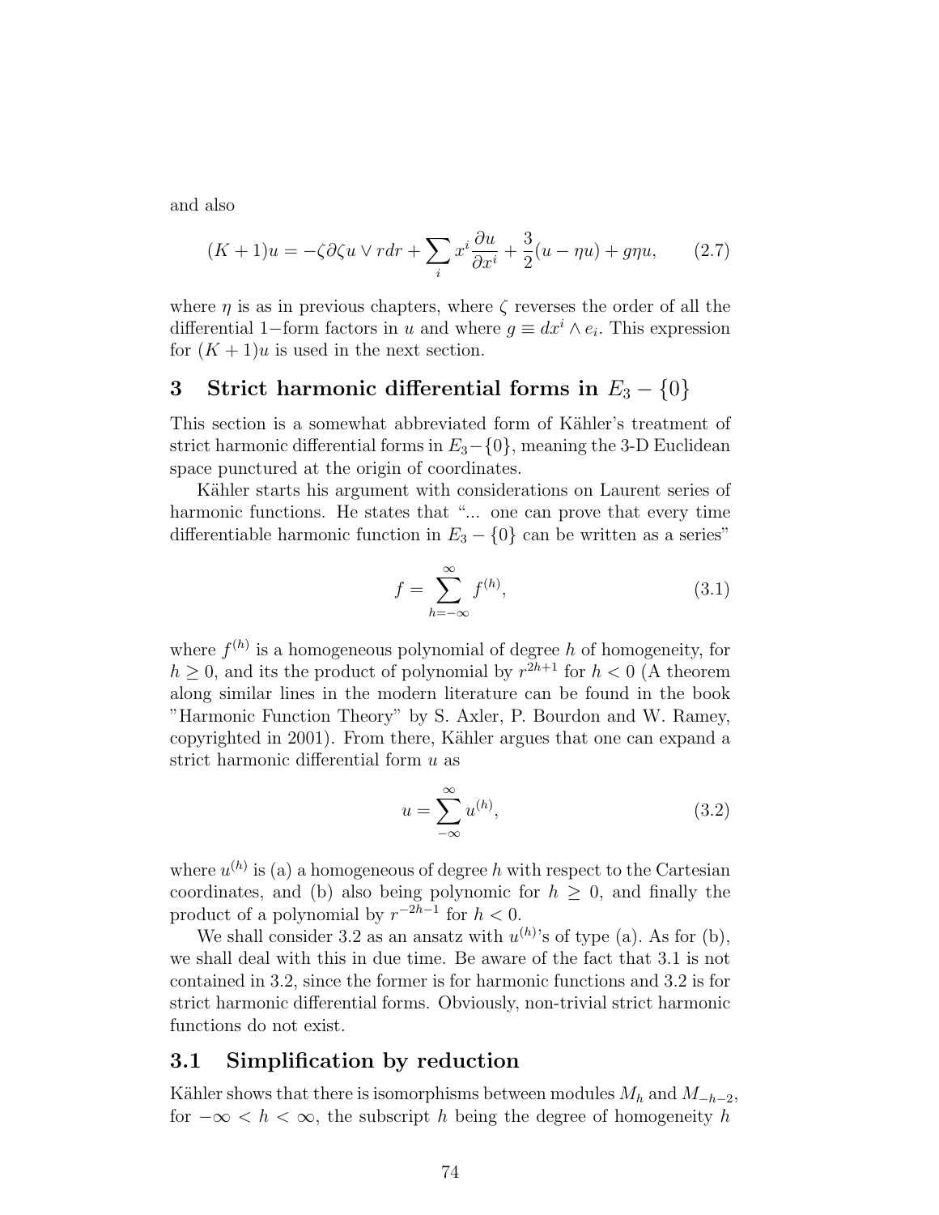and also

$$(K+1)u = -\zeta\partial\zeta u \vee rdr + \sum_i x^i \frac{\partial u}{\partial x^i} + \frac{3}{2}(u - \eta u) + g\eta u, \tag{2.7}$$

where $\eta$ is as in previous chapters, where $\zeta$ reverses the order of all the differential 1−form factors in $u$ and where $g \equiv dx^i \wedge e_i$. This expression for $(K+1)u$ is used in the next section.

## 3 Strict harmonic differential forms in $E_3 - \{0\}$

This section is a somewhat abbreviated form of Kähler's treatment of strict harmonic differential forms in $E_3 - \{0\}$, meaning the 3-D Euclidean space punctured at the origin of coordinates.

Kähler starts his argument with considerations on Laurent series of harmonic functions. He states that "... one can prove that every time differentiable harmonic function in $E_3 - \{0\}$ can be written as a series"

$$f = \sum_{h=-\infty}^{\infty} f^{(h)}, \tag{3.1}$$

where $f^{(h)}$ is a homogeneous polynomial of degree $h$ of homogeneity, for $h \geq 0$, and its the product of polynomial by $r^{2h+1}$ for $h < 0$ (A theorem along similar lines in the modern literature can be found in the book "Harmonic Function Theory" by S. Axler, P. Bourdon and W. Ramey, copyrighted in 2001). From there, Kähler argues that one can expand a strict harmonic differential form $u$ as

$$u = \sum_{-\infty}^{\infty} u^{(h)}, \tag{3.2}$$

where $u^{(h)}$ is (a) a homogeneous of degree $h$ with respect to the Cartesian coordinates, and (b) also being polynomic for $h \geq 0$, and finally the product of a polynomial by $r^{-2h-1}$ for $h < 0$.

We shall consider 3.2 as an ansatz with $u^{(h)}$'s of type (a). As for (b), we shall deal with this in due time. Be aware of the fact that 3.1 is not contained in 3.2, since the former is for harmonic functions and 3.2 is for strict harmonic differential forms. Obviously, non-trivial strict harmonic functions do not exist.

### 3.1 Simplification by reduction

Kähler shows that there is isomorphisms between modules $M_h$ and $M_{-h-2}$, for $-\infty < h < \infty$, the subscript $h$ being the degree of homogeneity $h$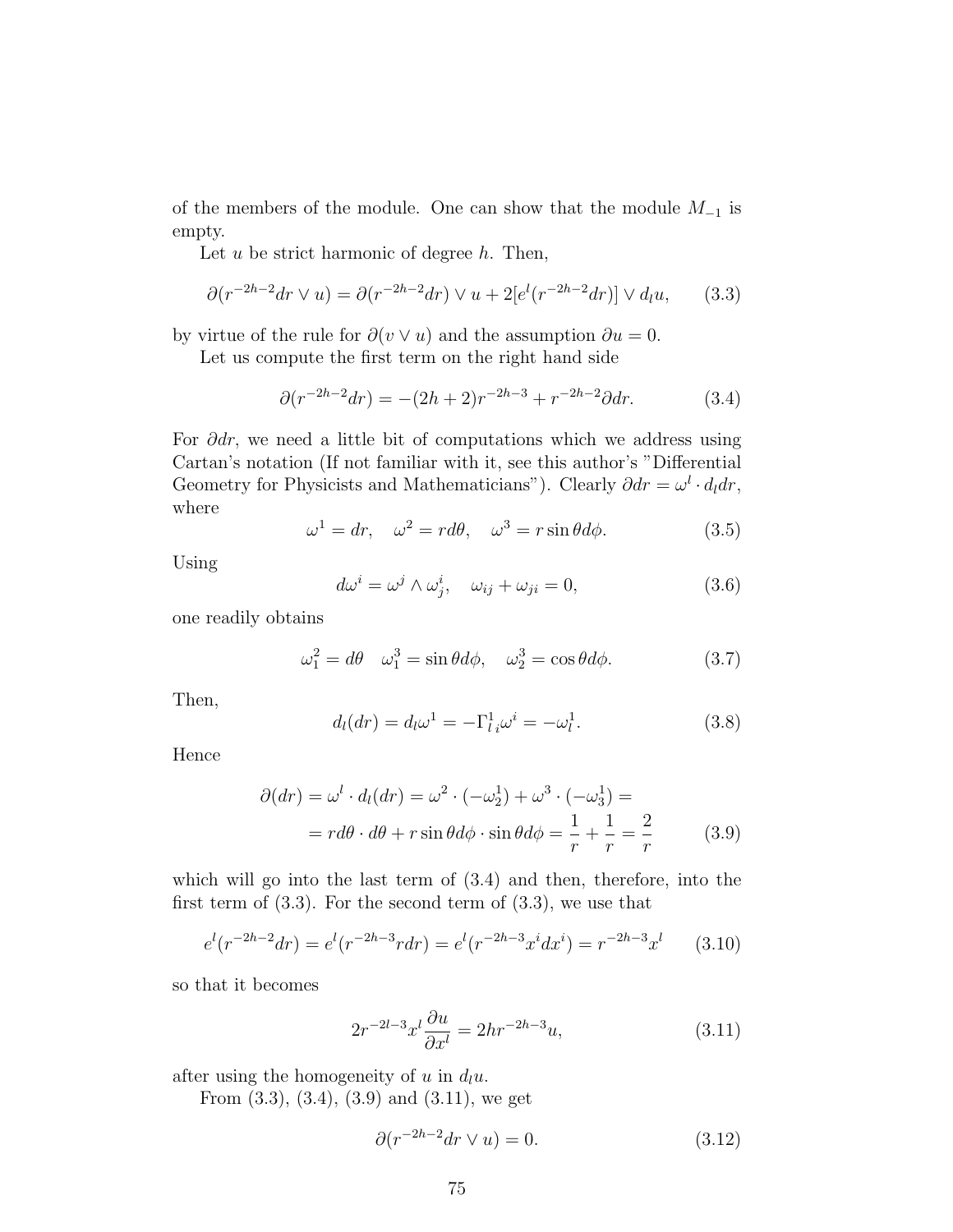of the members of the module. One can show that the module $M_{-1}$ is empty.

Let $u$ be strict harmonic of degree $h$. Then,

$$\partial(r^{-2h-2}dr \vee u) = \partial(r^{-2h-2}dr) \vee u + 2[e^l(r^{-2h-2}dr)] \vee d_l u, \tag{3.3}$$

by virtue of the rule for $\partial(v \vee u)$ and the assumption $\partial u = 0$.

Let us compute the first term on the right hand side

$$\partial(r^{-2h-2}dr) = -(2h+2)r^{-2h-3} + r^{-2h-2}\partial dr. \tag{3.4}$$

For $\partial dr$, we need a little bit of computations which we address using Cartan's notation (If not familiar with it, see this author's "Differential Geometry for Physicists and Mathematicians"). Clearly $\partial dr = \omega^l \cdot d_l dr$, where

$$\omega^1 = dr, \quad \omega^2 = r d\theta, \quad \omega^3 = r \sin\theta d\phi. \tag{3.5}$$

Using

$$d\omega^i = \omega^j \wedge \omega_j^i, \quad \omega_{ij} + \omega_{ji} = 0, \tag{3.6}$$

one readily obtains

$$\omega_1^2 = d\theta \quad \omega_1^3 = \sin\theta d\phi, \quad \omega_2^3 = \cos\theta d\phi. \tag{3.7}$$

Then,

$$d_l(dr) = d_l\omega^1 = -\Gamma^1_{l\,i}\omega^i = -\omega_l^1. \tag{3.8}$$

Hence

$$\begin{aligned}\partial(dr) = \omega^l \cdot d_l(dr) = \omega^2 \cdot (-\omega_2^1) + \omega^3 \cdot (-\omega_3^1) = \\ = r d\theta \cdot d\theta + r\sin\theta d\phi \cdot \sin\theta d\phi = \frac{1}{r} + \frac{1}{r} = \frac{2}{r}\end{aligned} \tag{3.9}$$

which will go into the last term of (3.4) and then, therefore, into the first term of (3.3). For the second term of (3.3), we use that

$$e^l(r^{-2h-2}dr) = e^l(r^{-2h-3}rdr) = e^l(r^{-2h-3}x^i dx^i) = r^{-2h-3}x^l \tag{3.10}$$

so that it becomes

$$2r^{-2l-3}x^l\frac{\partial u}{\partial x^l} = 2hr^{-2h-3}u, \tag{3.11}$$

after using the homogeneity of $u$ in $d_l u$.

From (3.3), (3.4), (3.9) and (3.11), we get

$$\partial(r^{-2h-2}dr \vee u) = 0. \tag{3.12}$$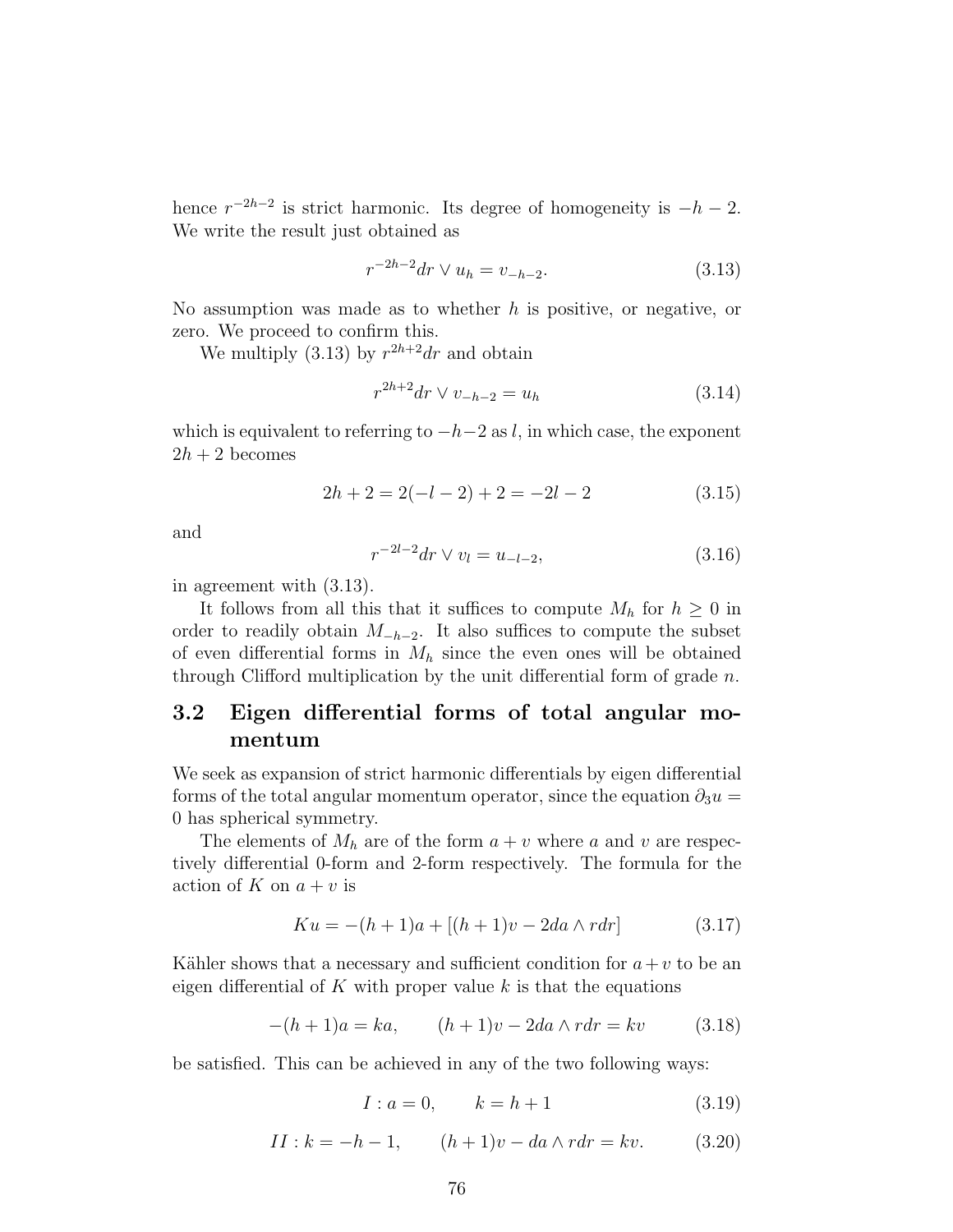hence $r^{-2h-2}$ is strict harmonic. Its degree of homogeneity is $-h-2$. We write the result just obtained as

$$r^{-2h-2}dr \vee u_h = v_{-h-2}. \tag{3.13}$$

No assumption was made as to whether $h$ is positive, or negative, or zero. We proceed to confirm this.

We multiply (3.13) by $r^{2h+2}dr$ and obtain

$$r^{2h+2}dr \vee v_{-h-2} = u_h \tag{3.14}$$

which is equivalent to referring to $-h-2$ as $l$, in which case, the exponent $2h+2$ becomes

$$2h+2 = 2(-l-2)+2 = -2l-2 \tag{3.15}$$

and

$$r^{-2l-2}dr \vee v_l = u_{-l-2}, \tag{3.16}$$

in agreement with (3.13).

It follows from all this that it suffices to compute $M_h$ for $h \geq 0$ in order to readily obtain $M_{-h-2}$. It also suffices to compute the subset of even differential forms in $M_h$ since the even ones will be obtained through Clifford multiplication by the unit differential form of grade $n$.

## 3.2 Eigen differential forms of total angular momentum

We seek as expansion of strict harmonic differentials by eigen differential forms of the total angular momentum operator, since the equation $\partial_3 u = 0$ has spherical symmetry.

The elements of $M_h$ are of the form $a+v$ where $a$ and $v$ are respectively differential 0-form and 2-form respectively. The formula for the action of $K$ on $a+v$ is

$$Ku = -(h+1)a + [(h+1)v - 2da \wedge rdr] \tag{3.17}$$

Kähler shows that a necessary and sufficient condition for $a+v$ to be an eigen differential of $K$ with proper value $k$ is that the equations

$$-(h+1)a = ka, \qquad (h+1)v - 2da \wedge rdr = kv \tag{3.18}$$

be satisfied. This can be achieved in any of the two following ways:

$$I: a = 0, \qquad k = h+1 \tag{3.19}$$

$$II: k = -h-1, \qquad (h+1)v - da \wedge rdr = kv. \tag{3.20}$$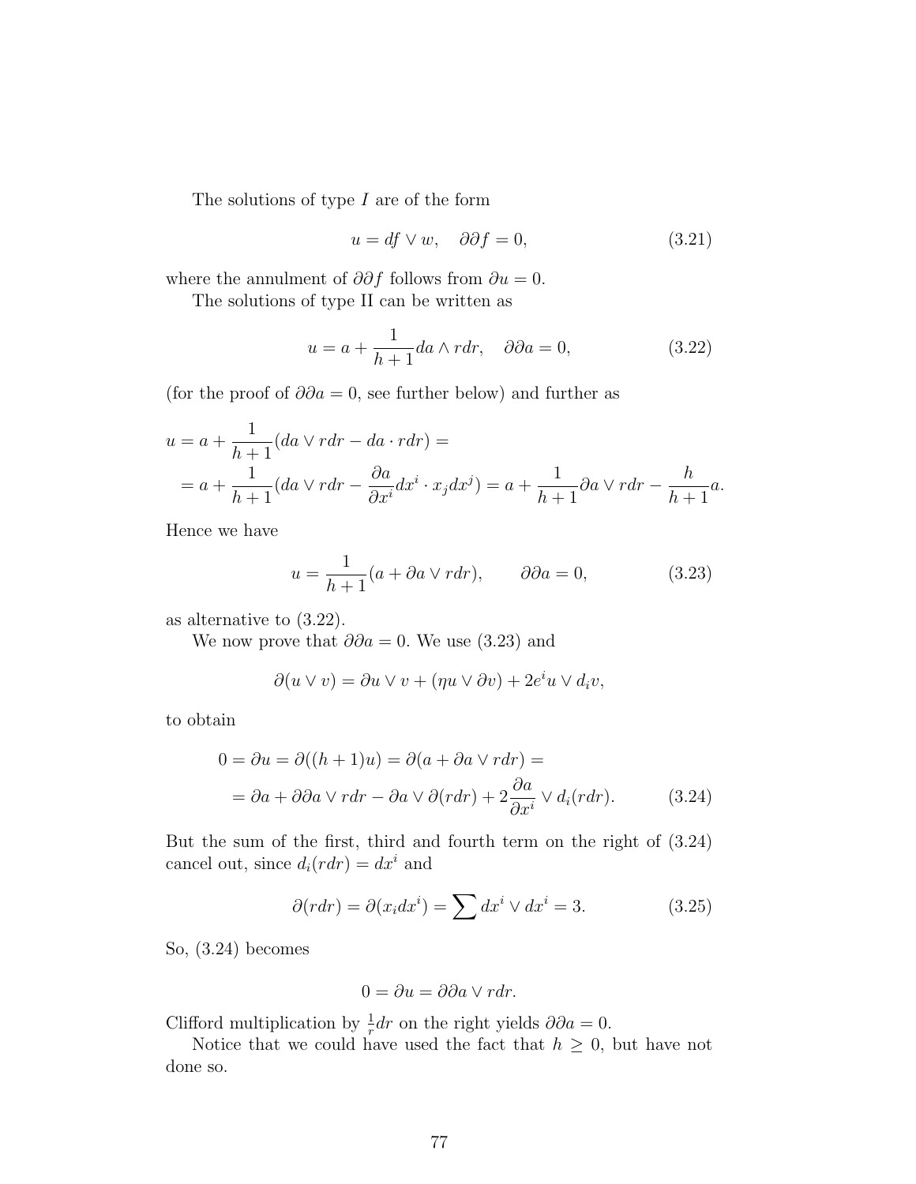The solutions of type $I$ are of the form

$$u = df \vee w, \quad \partial\partial f = 0, \tag{3.21}$$

where the annulment of $\partial\partial f$ follows from $\partial u = 0$.

The solutions of type II can be written as

$$u = a + \frac{1}{h+1} da \wedge rdr, \quad \partial\partial a = 0, \tag{3.22}$$

(for the proof of $\partial\partial a = 0$, see further below) and further as

$$\begin{aligned} u &= a + \frac{1}{h+1}(da \vee rdr - da \cdot rdr) = \\ &= a + \frac{1}{h+1}(da \vee rdr - \frac{\partial a}{\partial x^i} dx^i \cdot x_j dx^j) = a + \frac{1}{h+1} \partial a \vee rdr - \frac{h}{h+1} a. \end{aligned}$$

Hence we have

$$u = \frac{1}{h+1}(a + \partial a \vee rdr), \qquad \partial\partial a = 0, \tag{3.23}$$

as alternative to (3.22).

We now prove that $\partial\partial a = 0$. We use (3.23) and

$$\partial(u \vee v) = \partial u \vee v + (\eta u \vee \partial v) + 2e^i u \vee d_i v,$$

to obtain

$$\begin{aligned} 0 = \partial u &= \partial((h+1)u) = \partial(a + \partial a \vee rdr) = \\ &= \partial a + \partial\partial a \vee rdr - \partial a \vee \partial(rdr) + 2\frac{\partial a}{\partial x^i} \vee d_i(rdr). \end{aligned} \tag{3.24}$$

But the sum of the first, third and fourth term on the right of (3.24) cancel out, since $d_i(rdr) = dx^i$ and

$$\partial(rdr) = \partial(x_i dx^i) = \sum dx^i \vee dx^i = 3. \tag{3.25}$$

So, (3.24) becomes

$$0 = \partial u = \partial\partial a \vee rdr.$$

Clifford multiplication by $\frac{1}{r}dr$ on the right yields $\partial\partial a = 0$.

Notice that we could have used the fact that $h \geq 0$, but have not done so.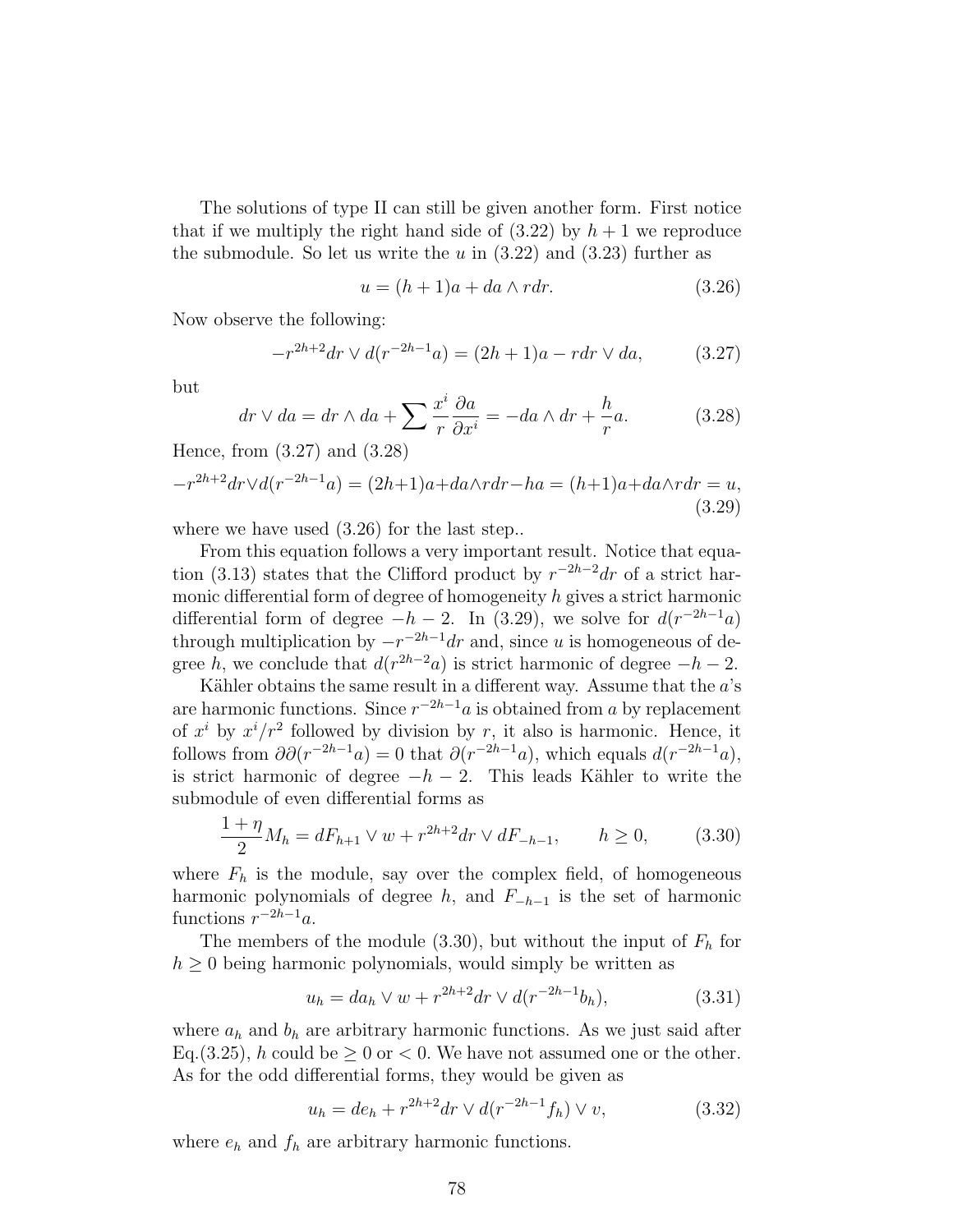The solutions of type II can still be given another form. First notice that if we multiply the right hand side of (3.22) by $h+1$ we reproduce the submodule. So let us write the $u$ in (3.22) and (3.23) further as

$$u = (h+1)a + da \wedge rdr. \tag{3.26}$$

Now observe the following:

$$-r^{2h+2}dr \vee d(r^{-2h-1}a) = (2h+1)a - rdr \vee da, \tag{3.27}$$

but

$$dr \vee da = dr \wedge da + \sum \frac{x^i}{r}\frac{\partial a}{\partial x^i} = -da \wedge dr + \frac{h}{r}a. \tag{3.28}$$

Hence, from (3.27) and (3.28)

$$-r^{2h+2}dr \vee d(r^{-2h-1}a) = (2h+1)a + da \wedge rdr - ha = (h+1)a + da \wedge rdr = u, \tag{3.29}$$

where we have used (3.26) for the last step..

From this equation follows a very important result. Notice that equation (3.13) states that the Clifford product by $r^{-2h-2}dr$ of a strict harmonic differential form of degree of homogeneity $h$ gives a strict harmonic differential form of degree $-h-2$. In (3.29), we solve for $d(r^{-2h-1}a)$ through multiplication by $-r^{-2h-1}dr$ and, since $u$ is homogeneous of degree $h$, we conclude that $d(r^{2h-2}a)$ is strict harmonic of degree $-h-2$.

Kähler obtains the same result in a different way. Assume that the $a$'s are harmonic functions. Since $r^{-2h-1}a$ is obtained from $a$ by replacement of $x^i$ by $x^i/r^2$ followed by division by $r$, it also is harmonic. Hence, it follows from $\partial\partial(r^{-2h-1}a) = 0$ that $\partial(r^{-2h-1}a)$, which equals $d(r^{-2h-1}a)$, is strict harmonic of degree $-h-2$. This leads Kähler to write the submodule of even differential forms as

$$\frac{1+\eta}{2}M_h = dF_{h+1} \vee w + r^{2h+2}dr \vee dF_{-h-1}, \qquad h \geq 0, \tag{3.30}$$

where $F_h$ is the module, say over the complex field, of homogeneous harmonic polynomials of degree $h$, and $F_{-h-1}$ is the set of harmonic functions $r^{-2h-1}a$.

The members of the module (3.30), but without the input of $F_h$ for $h \geq 0$ being harmonic polynomials, would simply be written as

$$u_h = da_h \vee w + r^{2h+2}dr \vee d(r^{-2h-1}b_h), \tag{3.31}$$

where $a_h$ and $b_h$ are arbitrary harmonic functions. As we just said after Eq.(3.25), $h$ could be $\geq 0$ or $< 0$. We have not assumed one or the other. As for the odd differential forms, they would be given as

$$u_h = de_h + r^{2h+2}dr \vee d(r^{-2h-1}f_h) \vee v, \tag{3.32}$$

where $e_h$ and $f_h$ are arbitrary harmonic functions.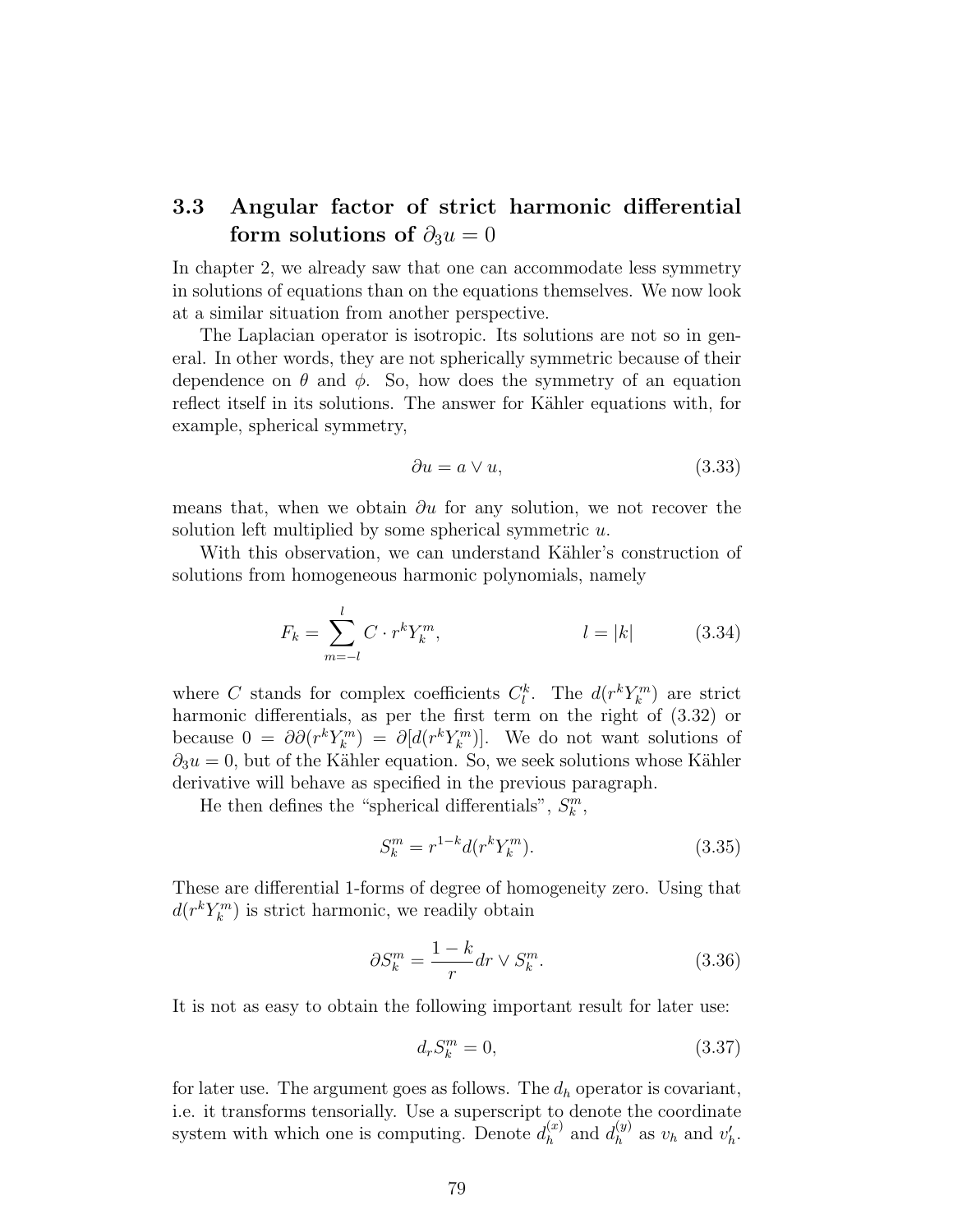## 3.3 Angular factor of strict harmonic differential form solutions of $\partial_3 u = 0$

In chapter 2, we already saw that one can accommodate less symmetry in solutions of equations than on the equations themselves. We now look at a similar situation from another perspective.

The Laplacian operator is isotropic. Its solutions are not so in general. In other words, they are not spherically symmetric because of their dependence on $\theta$ and $\phi$. So, how does the symmetry of an equation reflect itself in its solutions. The answer for Kähler equations with, for example, spherical symmetry,

$$\partial u = a \vee u, \tag{3.33}$$

means that, when we obtain $\partial u$ for any solution, we not recover the solution left multiplied by some spherical symmetric $u$.

With this observation, we can understand Kähler's construction of solutions from homogeneous harmonic polynomials, namely

$$F_k = \sum_{m=-l}^{l} C \cdot r^k Y_k^m, \qquad\qquad l = |k| \tag{3.34}$$

where $C$ stands for complex coefficients $C_l^k$. The $d(r^k Y_k^m)$ are strict harmonic differentials, as per the first term on the right of (3.32) or because $0 = \partial\partial(r^k Y_k^m) = \partial[d(r^k Y_k^m)]$. We do not want solutions of $\partial_3 u = 0$, but of the Kähler equation. So, we seek solutions whose Kähler derivative will behave as specified in the previous paragraph.

He then defines the "spherical differentials", $S_k^m$,

$$S_k^m = r^{1-k} d(r^k Y_k^m). \tag{3.35}$$

These are differential 1-forms of degree of homogeneity zero. Using that $d(r^k Y_k^m)$ is strict harmonic, we readily obtain

$$\partial S_k^m = \frac{1-k}{r} dr \vee S_k^m. \tag{3.36}$$

It is not as easy to obtain the following important result for later use:

$$d_r S_k^m = 0, \tag{3.37}$$

for later use. The argument goes as follows. The $d_h$ operator is covariant, i.e. it transforms tensorially. Use a superscript to denote the coordinate system with which one is computing. Denote $d_h^{(x)}$ and $d_h^{(y)}$ as $v_h$ and $v'_h$.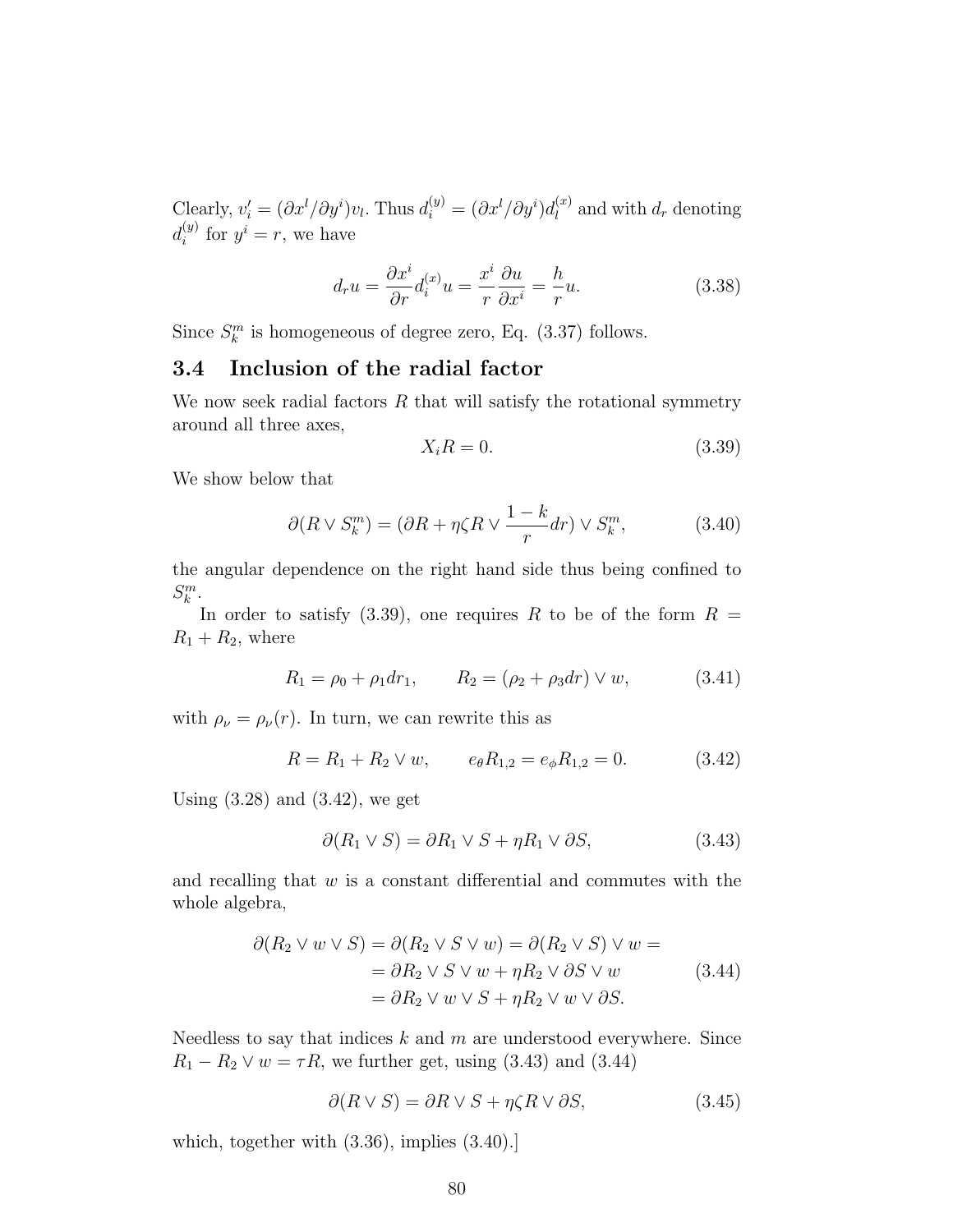Clearly, $v'_i = (\partial x^l/\partial y^i)v_l$. Thus $d_i^{(y)} = (\partial x^l/\partial y^i)d_l^{(x)}$ and with $d_r$ denoting $d_i^{(y)}$ for $y^i = r$, we have

$$d_r u = \frac{\partial x^i}{\partial r} d_i^{(x)} u = \frac{x^i}{r}\frac{\partial u}{\partial x^i} = \frac{h}{r}u. \tag{3.38}$$

Since $S_k^m$ is homogeneous of degree zero, Eq. (3.37) follows.

## 3.4 Inclusion of the radial factor

We now seek radial factors $R$ that will satisfy the rotational symmetry around all three axes,

$$X_i R = 0. \tag{3.39}$$

We show below that

$$\partial(R \vee S_k^m) = (\partial R + \eta\zeta R \vee \frac{1-k}{r}dr) \vee S_k^m, \tag{3.40}$$

the angular dependence on the right hand side thus being confined to $S_k^m$.

In order to satisfy (3.39), one requires $R$ to be of the form $R = R_1 + R_2$, where

$$R_1 = \rho_0 + \rho_1 dr_1, \qquad R_2 = (\rho_2 + \rho_3 dr) \vee w, \tag{3.41}$$

with $\rho_\nu = \rho_\nu(r)$. In turn, we can rewrite this as

$$R = R_1 + R_2 \vee w, \qquad e_\theta R_{1,2} = e_\phi R_{1,2} = 0. \tag{3.42}$$

Using (3.28) and (3.42), we get

$$\partial(R_1 \vee S) = \partial R_1 \vee S + \eta R_1 \vee \partial S, \tag{3.43}$$

and recalling that $w$ is a constant differential and commutes with the whole algebra,

$$\begin{aligned}\partial(R_2 \vee w \vee S) = \partial(R_2 \vee S \vee w) &= \partial(R_2 \vee S) \vee w = \\ &= \partial R_2 \vee S \vee w + \eta R_2 \vee \partial S \vee w \\ &= \partial R_2 \vee w \vee S + \eta R_2 \vee w \vee \partial S.\end{aligned} \tag{3.44}$$

Needless to say that indices $k$ and $m$ are understood everywhere. Since $R_1 - R_2 \vee w = \tau R$, we further get, using (3.43) and (3.44)

$$\partial(R \vee S) = \partial R \vee S + \eta\zeta R \vee \partial S, \tag{3.45}$$

which, together with (3.36), implies (3.40).]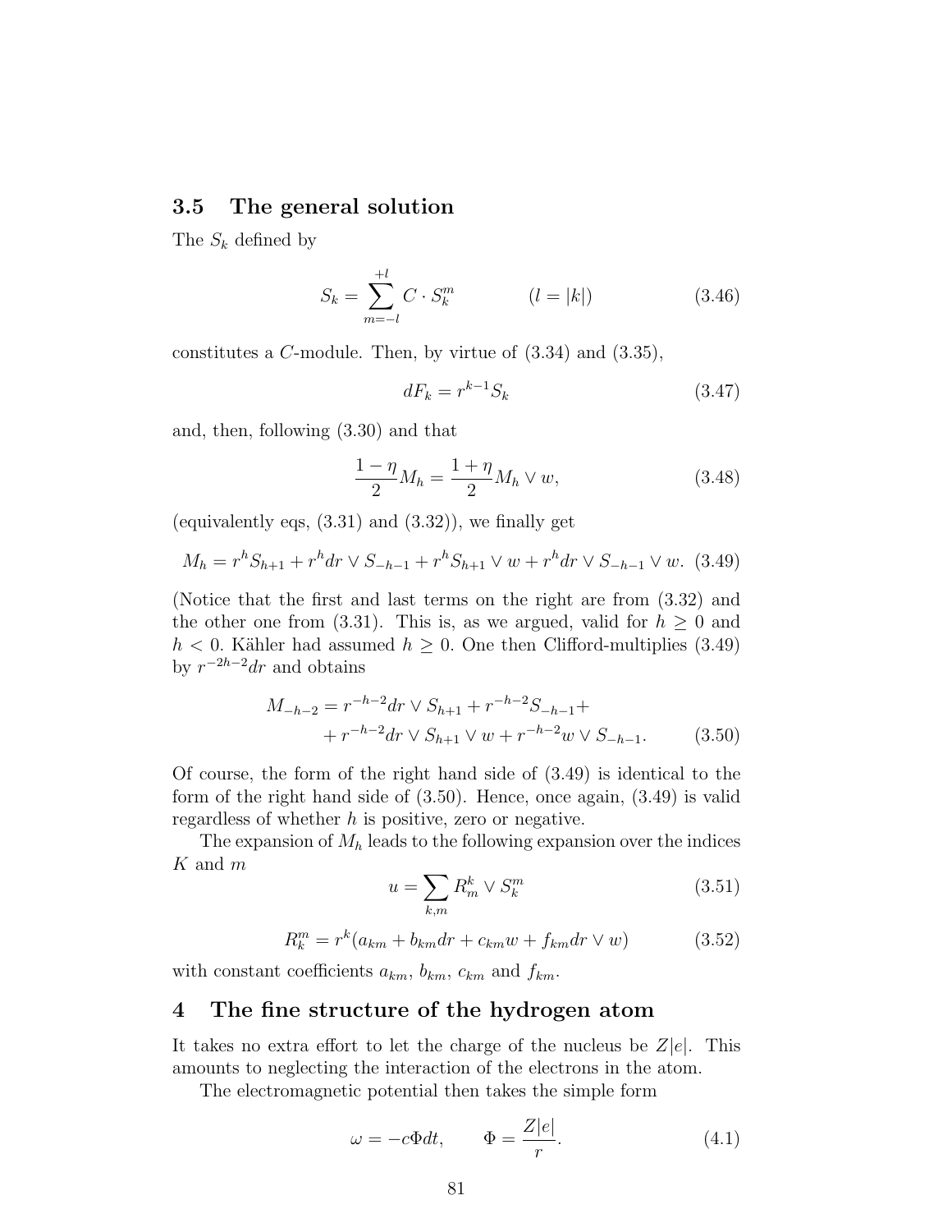### 3.5 The general solution

The $S_k$ defined by

$$S_k = \sum_{m=-l}^{+l} C \cdot S_k^m \qquad\qquad (l = |k|) \tag{3.46}$$

constitutes a $C$-module. Then, by virtue of (3.34) and (3.35),

$$dF_k = r^{k-1} S_k \tag{3.47}$$

and, then, following (3.30) and that

$$\frac{1-\eta}{2} M_h = \frac{1+\eta}{2} M_h \vee w, \tag{3.48}$$

(equivalently eqs, (3.31) and (3.32)), we finally get

$$M_h = r^h S_{h+1} + r^h dr \vee S_{-h-1} + r^h S_{h+1} \vee w + r^h dr \vee S_{-h-1} \vee w. \tag{3.49}$$

(Notice that the first and last terms on the right are from (3.32) and the other one from (3.31). This is, as we argued, valid for $h \geq 0$ and $h < 0$. Kähler had assumed $h \geq 0$. One then Clifford-multiplies (3.49) by $r^{-2h-2} dr$ and obtains

$$\begin{aligned} M_{-h-2} = {} & r^{-h-2} dr \vee S_{h+1} + r^{-h-2} S_{-h-1} + \\ & + r^{-h-2} dr \vee S_{h+1} \vee w + r^{-h-2} w \vee S_{-h-1}. \end{aligned} \tag{3.50}$$

Of course, the form of the right hand side of (3.49) is identical to the form of the right hand side of (3.50). Hence, once again, (3.49) is valid regardless of whether $h$ is positive, zero or negative.

The expansion of $M_h$ leads to the following expansion over the indices $K$ and $m$

$$u = \sum_{k,m} R_m^k \vee S_k^m \tag{3.51}$$

$$R_k^m = r^k (a_{km} + b_{km} dr + c_{km} w + f_{km} dr \vee w) \tag{3.52}$$

with constant coefficients $a_{km}$, $b_{km}$, $c_{km}$ and $f_{km}$.

## 4 The fine structure of the hydrogen atom

It takes no extra effort to let the charge of the nucleus be $Z|e|$. This amounts to neglecting the interaction of the electrons in the atom.

The electromagnetic potential then takes the simple form

$$\omega = -c\Phi dt, \qquad \Phi = \frac{Z|e|}{r}. \tag{4.1}$$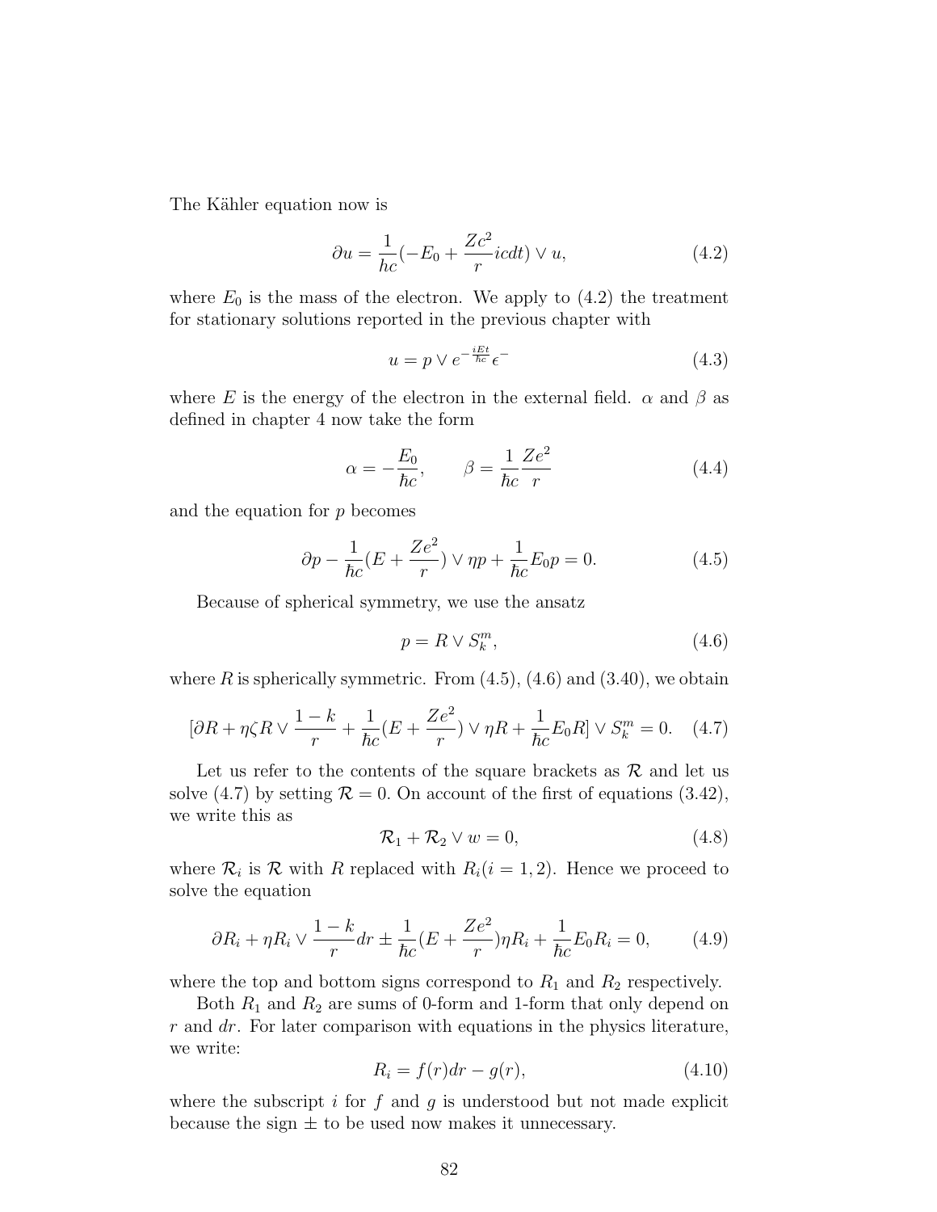The Kähler equation now is

$$\partial u = \frac{1}{\hbar c}(-E_0 + \frac{Zc^2}{r}icdt) \vee u, \tag{4.2}$$

where $E_0$ is the mass of the electron. We apply to (4.2) the treatment for stationary solutions reported in the previous chapter with

$$u = p \vee e^{-\frac{iEt}{\hbar c}}\epsilon^- \tag{4.3}$$

where $E$ is the energy of the electron in the external field. $\alpha$ and $\beta$ as defined in chapter 4 now take the form

$$\alpha = -\frac{E_0}{\hbar c}, \qquad \beta = \frac{1}{\hbar c}\frac{Ze^2}{r} \tag{4.4}$$

and the equation for $p$ becomes

$$\partial p - \frac{1}{\hbar c}(E + \frac{Ze^2}{r}) \vee \eta p + \frac{1}{\hbar c}E_0 p = 0. \tag{4.5}$$

Because of spherical symmetry, we use the ansatz

$$p = R \vee S_k^m, \tag{4.6}$$

where $R$ is spherically symmetric. From (4.5), (4.6) and (3.40), we obtain

$$[\partial R + \eta\zeta R \vee \frac{1-k}{r} + \frac{1}{\hbar c}(E + \frac{Ze^2}{r}) \vee \eta R + \frac{1}{\hbar c}E_0 R] \vee S_k^m = 0. \tag{4.7}$$

Let us refer to the contents of the square brackets as $\mathcal{R}$ and let us solve (4.7) by setting $\mathcal{R} = 0$. On account of the first of equations (3.42), we write this as

$$\mathcal{R}_1 + \mathcal{R}_2 \vee w = 0, \tag{4.8}$$

where $\mathcal{R}_i$ is $\mathcal{R}$ with $R$ replaced with $R_i (i = 1, 2)$. Hence we proceed to solve the equation

$$\partial R_i + \eta R_i \vee \frac{1-k}{r}dr \pm \frac{1}{\hbar c}(E + \frac{Ze^2}{r})\eta R_i + \frac{1}{\hbar c}E_0 R_i = 0, \tag{4.9}$$

where the top and bottom signs correspond to $R_1$ and $R_2$ respectively.

Both $R_1$ and $R_2$ are sums of 0-form and 1-form that only depend on $r$ and $dr$. For later comparison with equations in the physics literature, we write:

$$R_i = f(r)dr - g(r), \tag{4.10}$$

where the subscript $i$ for $f$ and $g$ is understood but not made explicit because the sign $\pm$ to be used now makes it unnecessary.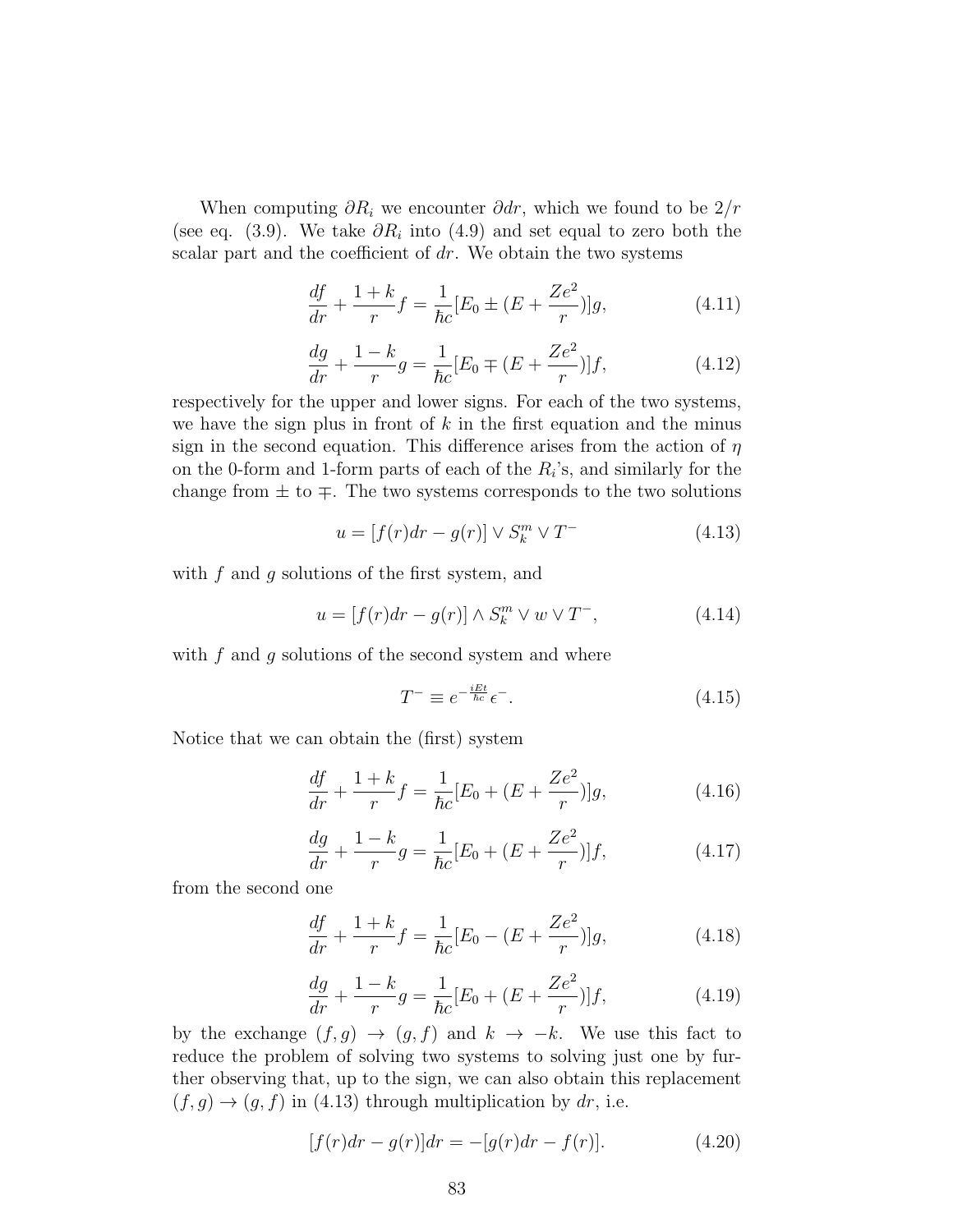When computing $\partial R_i$ we encounter $\partial dr$, which we found to be $2/r$ (see eq. (3.9). We take $\partial R_i$ into (4.9) and set equal to zero both the scalar part and the coefficient of $dr$. We obtain the two systems

$$\frac{df}{dr} + \frac{1+k}{r} f = \frac{1}{\hbar c}[E_0 \pm (E + \frac{Ze^2}{r})]g, \tag{4.11}$$

$$\frac{dg}{dr} + \frac{1-k}{r} g = \frac{1}{\hbar c}[E_0 \mp (E + \frac{Ze^2}{r})]f, \tag{4.12}$$

respectively for the upper and lower signs. For each of the two systems, we have the sign plus in front of $k$ in the first equation and the minus sign in the second equation. This difference arises from the action of $\eta$ on the 0-form and 1-form parts of each of the $R_i$'s, and similarly for the change from $\pm$ to $\mp$. The two systems corresponds to the two solutions

$$u = [f(r)dr - g(r)] \vee S_k^m \vee T^- \tag{4.13}$$

with $f$ and $g$ solutions of the first system, and

$$u = [f(r)dr - g(r)] \wedge S_k^m \vee w \vee T^-, \tag{4.14}$$

with $f$ and $g$ solutions of the second system and where

$$T^- \equiv e^{-\frac{iEt}{\hbar c}} \epsilon^-. \tag{4.15}$$

Notice that we can obtain the (first) system

$$\frac{df}{dr} + \frac{1+k}{r} f = \frac{1}{\hbar c}[E_0 + (E + \frac{Ze^2}{r})]g, \tag{4.16}$$

$$\frac{dg}{dr} + \frac{1-k}{r} g = \frac{1}{\hbar c}[E_0 + (E + \frac{Ze^2}{r})]f, \tag{4.17}$$

from the second one

$$\frac{df}{dr} + \frac{1+k}{r} f = \frac{1}{\hbar c}[E_0 - (E + \frac{Ze^2}{r})]g, \tag{4.18}$$

$$\frac{dg}{dr} + \frac{1-k}{r} g = \frac{1}{\hbar c}[E_0 + (E + \frac{Ze^2}{r})]f, \tag{4.19}$$

by the exchange $(f,g) \rightarrow (g,f)$ and $k \rightarrow -k$. We use this fact to reduce the problem of solving two systems to solving just one by further observing that, up to the sign, we can also obtain this replacement $(f,g) \rightarrow (g,f)$ in (4.13) through multiplication by $dr$, i.e.

$$[f(r)dr - g(r)]dr = -[g(r)dr - f(r)]. \tag{4.20}$$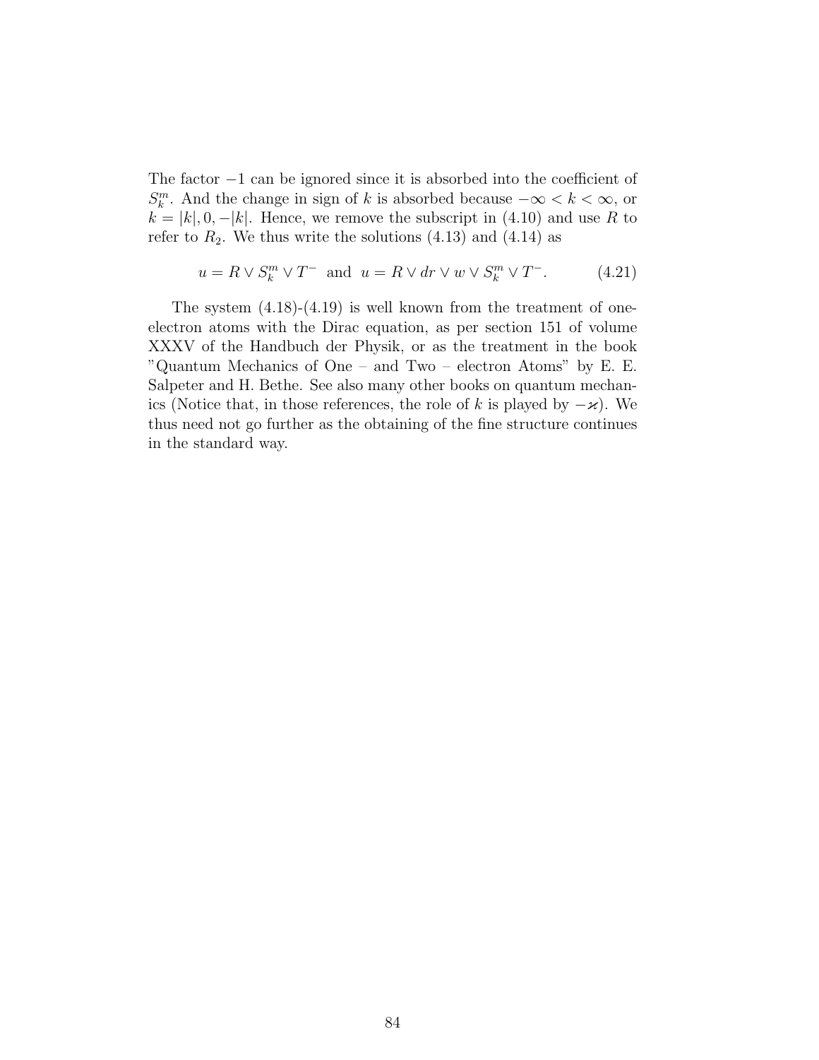The factor $-1$ can be ignored since it is absorbed into the coefficient of $S_k^m$. And the change in sign of $k$ is absorbed because $-\infty < k < \infty$, or $k = |k|, 0, -|k|$. Hence, we remove the subscript in (4.10) and use $R$ to refer to $R_2$. We thus write the solutions (4.13) and (4.14) as

$$u = R \vee S_k^m \vee T^- \text{ and } u = R \vee dr \vee w \vee S_k^m \vee T^-. \tag{4.21}$$

The system (4.18)-(4.19) is well known from the treatment of one-electron atoms with the Dirac equation, as per section 151 of volume XXXV of the Handbuch der Physik, or as the treatment in the book "Quantum Mechanics of One – and Two – electron Atoms" by E. E. Salpeter and H. Bethe. See also many other books on quantum mechanics (Notice that, in those references, the role of $k$ is played by $-\varkappa$). We thus need not go further as the obtaining of the fine structure continues in the standard way.